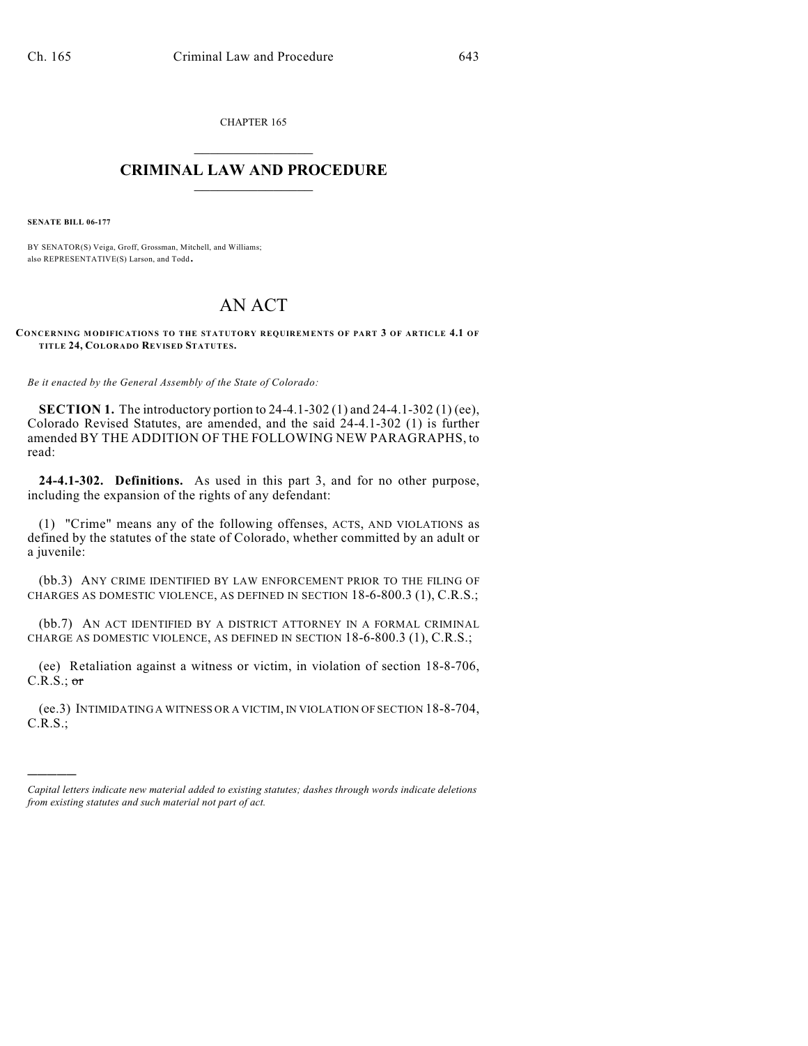CHAPTER 165

# CRIMINAL LAW AND PROCEDURE

**SENATE BILL 06-177**

BY SENATOR(S) Veiga, Groff, Grossman, Mitchell, and Williams;
also REPRESENTATIVE(S) Larson, and Todd.

# AN ACT

**CONCERNING MODIFICATIONS TO THE STATUTORY REQUIREMENTS OF PART 3 OF ARTICLE 4.1 OF TITLE 24, COLORADO REVISED STATUTES.**

*Be it enacted by the General Assembly of the State of Colorado:*

**SECTION 1.** The introductory portion to 24-4.1-302 (1) and 24-4.1-302 (1) (ee), Colorado Revised Statutes, are amended, and the said 24-4.1-302 (1) is further amended BY THE ADDITION OF THE FOLLOWING NEW PARAGRAPHS, to read:

**24-4.1-302. Definitions.** As used in this part 3, and for no other purpose, including the expansion of the rights of any defendant:

(1) "Crime" means any of the following offenses, ACTS, AND VIOLATIONS as defined by the statutes of the state of Colorado, whether committed by an adult or a juvenile:

(bb.3) ANY CRIME IDENTIFIED BY LAW ENFORCEMENT PRIOR TO THE FILING OF CHARGES AS DOMESTIC VIOLENCE, AS DEFINED IN SECTION 18-6-800.3 (1), C.R.S.;

(bb.7) AN ACT IDENTIFIED BY A DISTRICT ATTORNEY IN A FORMAL CRIMINAL CHARGE AS DOMESTIC VIOLENCE, AS DEFINED IN SECTION 18-6-800.3 (1), C.R.S.;

(ee) Retaliation against a witness or victim, in violation of section 18-8-706, C.R.S.; ~~or~~

(ee.3) INTIMIDATING A WITNESS OR A VICTIM, IN VIOLATION OF SECTION 18-8-704, C.R.S.;

---

*Capital letters indicate new material added to existing statutes; dashes through words indicate deletions from existing statutes and such material not part of act.*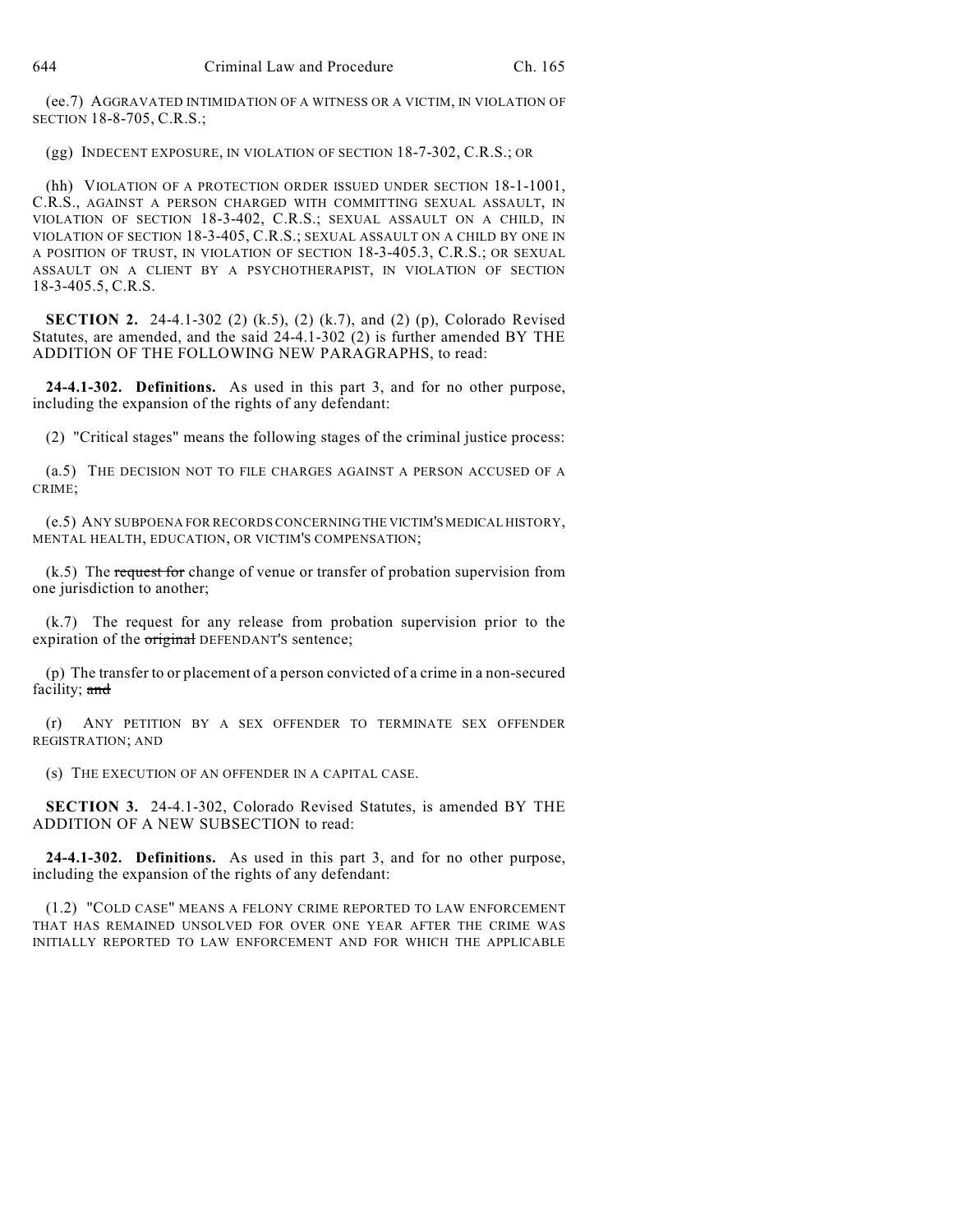(ee.7) AGGRAVATED INTIMIDATION OF A WITNESS OR A VICTIM, IN VIOLATION OF SECTION 18-8-705, C.R.S.;

(gg) INDECENT EXPOSURE, IN VIOLATION OF SECTION 18-7-302, C.R.S.; OR

(hh) VIOLATION OF A PROTECTION ORDER ISSUED UNDER SECTION 18-1-1001, C.R.S., AGAINST A PERSON CHARGED WITH COMMITTING SEXUAL ASSAULT, IN VIOLATION OF SECTION 18-3-402, C.R.S.; SEXUAL ASSAULT ON A CHILD, IN VIOLATION OF SECTION 18-3-405, C.R.S.; SEXUAL ASSAULT ON A CHILD BY ONE IN A POSITION OF TRUST, IN VIOLATION OF SECTION 18-3-405.3, C.R.S.; OR SEXUAL ASSAULT ON A CLIENT BY A PSYCHOTHERAPIST, IN VIOLATION OF SECTION 18-3-405.5, C.R.S.

**SECTION 2.** 24-4.1-302 (2) (k.5), (2) (k.7), and (2) (p), Colorado Revised Statutes, are amended, and the said 24-4.1-302 (2) is further amended BY THE ADDITION OF THE FOLLOWING NEW PARAGRAPHS, to read:

**24-4.1-302. Definitions.** As used in this part 3, and for no other purpose, including the expansion of the rights of any defendant:

(2) "Critical stages" means the following stages of the criminal justice process:

(a.5) THE DECISION NOT TO FILE CHARGES AGAINST A PERSON ACCUSED OF A CRIME;

(e.5) ANY SUBPOENA FOR RECORDS CONCERNING THE VICTIM'S MEDICAL HISTORY, MENTAL HEALTH, EDUCATION, OR VICTIM'S COMPENSATION;

(k.5) The ~~request for~~ change of venue or transfer of probation supervision from one jurisdiction to another;

(k.7) The request for any release from probation supervision prior to the expiration of the ~~original~~ DEFENDANT'S sentence;

(p) The transfer to or placement of a person convicted of a crime in a non-secured facility; ~~and~~

(r) ANY PETITION BY A SEX OFFENDER TO TERMINATE SEX OFFENDER REGISTRATION; AND

(s) THE EXECUTION OF AN OFFENDER IN A CAPITAL CASE.

**SECTION 3.** 24-4.1-302, Colorado Revised Statutes, is amended BY THE ADDITION OF A NEW SUBSECTION to read:

**24-4.1-302. Definitions.** As used in this part 3, and for no other purpose, including the expansion of the rights of any defendant:

(1.2) "COLD CASE" MEANS A FELONY CRIME REPORTED TO LAW ENFORCEMENT THAT HAS REMAINED UNSOLVED FOR OVER ONE YEAR AFTER THE CRIME WAS INITIALLY REPORTED TO LAW ENFORCEMENT AND FOR WHICH THE APPLICABLE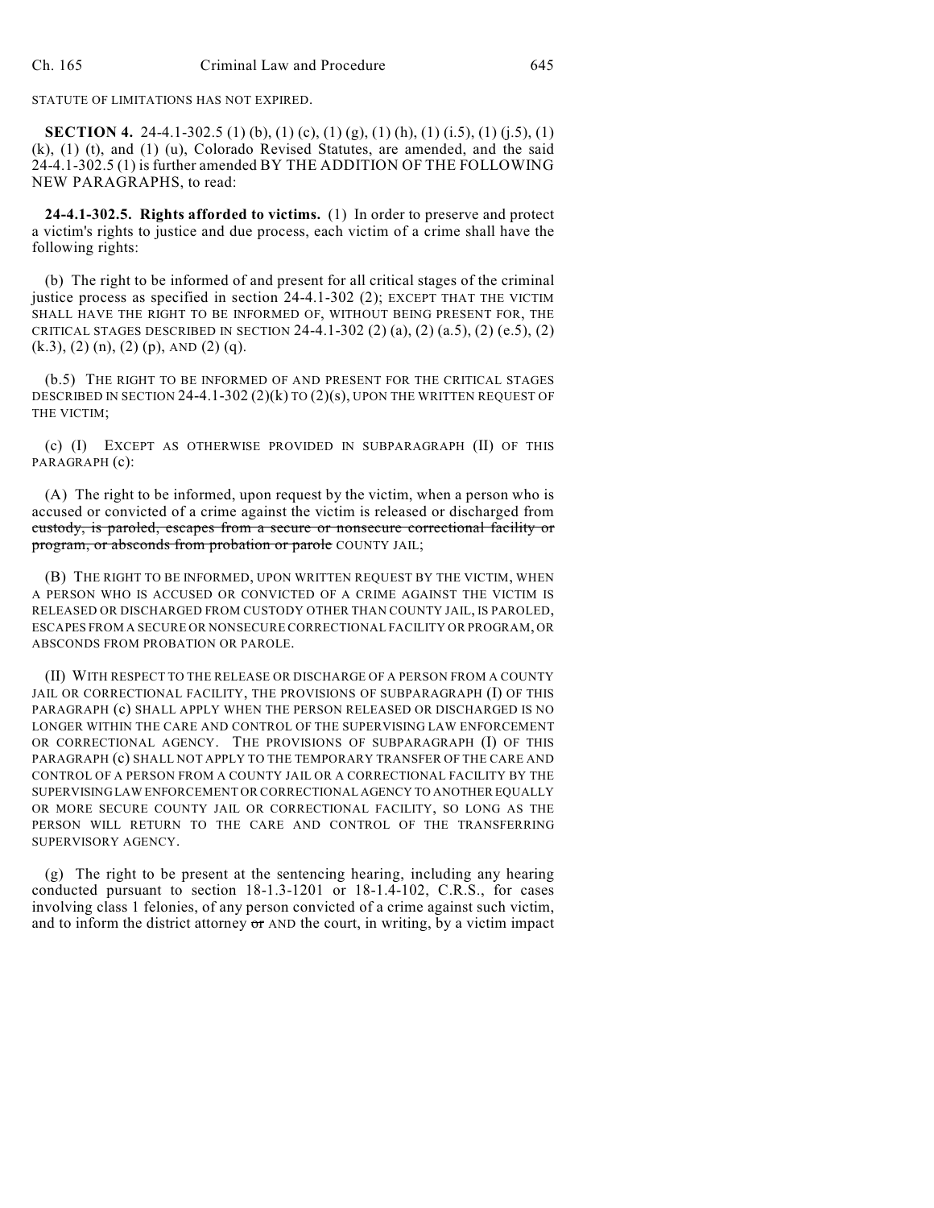STATUTE OF LIMITATIONS HAS NOT EXPIRED.

**SECTION 4.** 24-4.1-302.5 (1) (b), (1) (c), (1) (g), (1) (h), (1) (i.5), (1) (j.5), (1) (k), (1) (t), and (1) (u), Colorado Revised Statutes, are amended, and the said 24-4.1-302.5 (1) is further amended BY THE ADDITION OF THE FOLLOWING NEW PARAGRAPHS, to read:

**24-4.1-302.5. Rights afforded to victims.** (1) In order to preserve and protect a victim's rights to justice and due process, each victim of a crime shall have the following rights:

(b) The right to be informed of and present for all critical stages of the criminal justice process as specified in section 24-4.1-302 (2); EXCEPT THAT THE VICTIM SHALL HAVE THE RIGHT TO BE INFORMED OF, WITHOUT BEING PRESENT FOR, THE CRITICAL STAGES DESCRIBED IN SECTION 24-4.1-302 (2) (a), (2) (a.5), (2) (e.5), (2) (k.3), (2) (n), (2) (p), AND (2) (q).

(b.5) THE RIGHT TO BE INFORMED OF AND PRESENT FOR THE CRITICAL STAGES DESCRIBED IN SECTION 24-4.1-302 (2)(k) TO (2)(s), UPON THE WRITTEN REQUEST OF THE VICTIM;

(c) (I) EXCEPT AS OTHERWISE PROVIDED IN SUBPARAGRAPH (II) OF THIS PARAGRAPH (c):

(A) The right to be informed, upon request by the victim, when a person who is accused or convicted of a crime against the victim is released or discharged from ~~custody, is paroled, escapes from a secure or nonsecure correctional facility or program, or absconds from probation or parole~~ COUNTY JAIL;

(B) THE RIGHT TO BE INFORMED, UPON WRITTEN REQUEST BY THE VICTIM, WHEN A PERSON WHO IS ACCUSED OR CONVICTED OF A CRIME AGAINST THE VICTIM IS RELEASED OR DISCHARGED FROM CUSTODY OTHER THAN COUNTY JAIL, IS PAROLED, ESCAPES FROM A SECURE OR NONSECURE CORRECTIONAL FACILITY OR PROGRAM, OR ABSCONDS FROM PROBATION OR PAROLE.

(II) WITH RESPECT TO THE RELEASE OR DISCHARGE OF A PERSON FROM A COUNTY JAIL OR CORRECTIONAL FACILITY, THE PROVISIONS OF SUBPARAGRAPH (I) OF THIS PARAGRAPH (c) SHALL APPLY WHEN THE PERSON RELEASED OR DISCHARGED IS NO LONGER WITHIN THE CARE AND CONTROL OF THE SUPERVISING LAW ENFORCEMENT OR CORRECTIONAL AGENCY. THE PROVISIONS OF SUBPARAGRAPH (I) OF THIS PARAGRAPH (c) SHALL NOT APPLY TO THE TEMPORARY TRANSFER OF THE CARE AND CONTROL OF A PERSON FROM A COUNTY JAIL OR A CORRECTIONAL FACILITY BY THE SUPERVISING LAW ENFORCEMENT OR CORRECTIONAL AGENCY TO ANOTHER EQUALLY OR MORE SECURE COUNTY JAIL OR CORRECTIONAL FACILITY, SO LONG AS THE PERSON WILL RETURN TO THE CARE AND CONTROL OF THE TRANSFERRING SUPERVISORY AGENCY.

(g) The right to be present at the sentencing hearing, including any hearing conducted pursuant to section 18-1.3-1201 or 18-1.4-102, C.R.S., for cases involving class 1 felonies, of any person convicted of a crime against such victim, and to inform the district attorney ~~or~~ AND the court, in writing, by a victim impact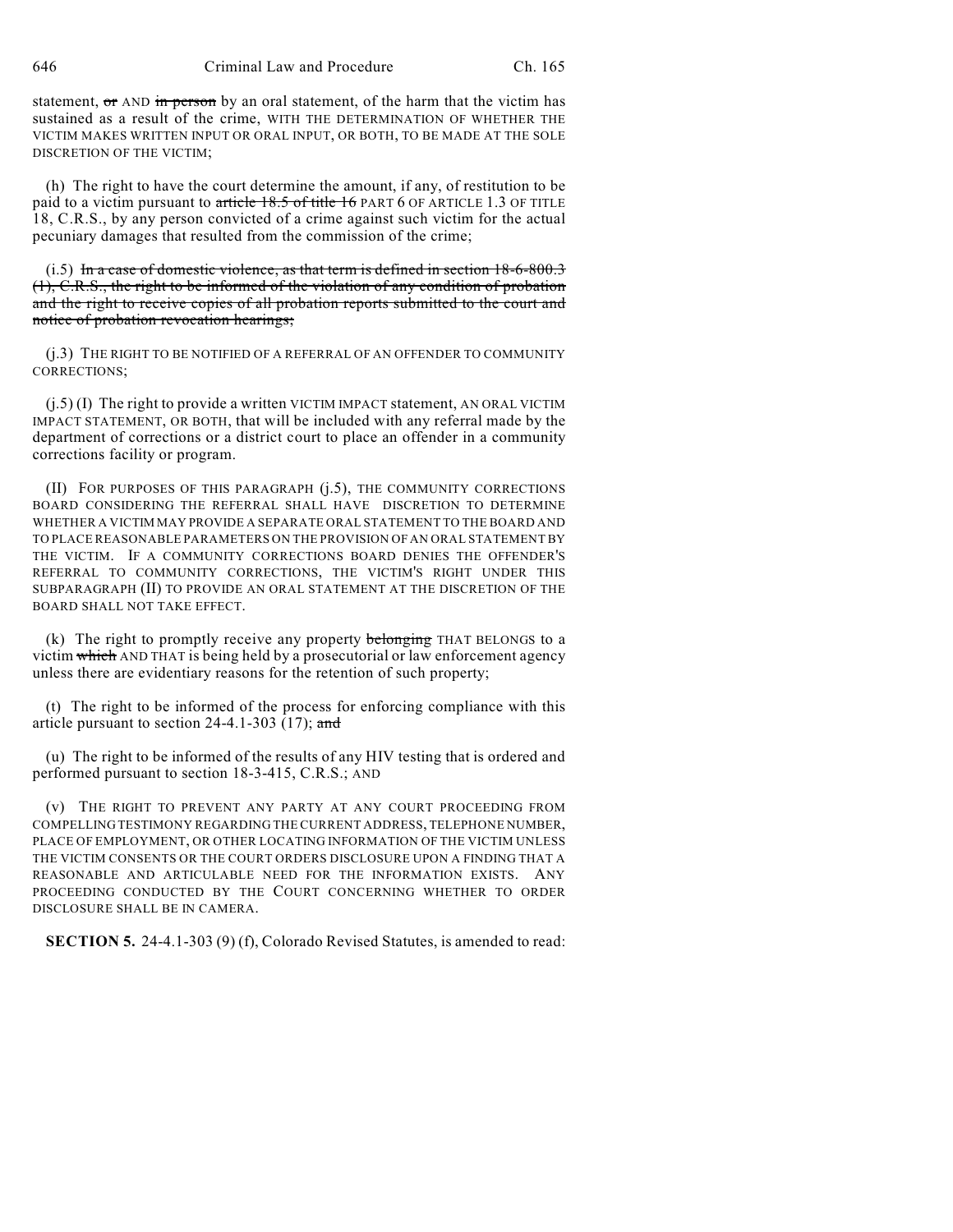statement, ~~or~~ AND ~~in person~~ by an oral statement, of the harm that the victim has sustained as a result of the crime, WITH THE DETERMINATION OF WHETHER THE VICTIM MAKES WRITTEN INPUT OR ORAL INPUT, OR BOTH, TO BE MADE AT THE SOLE DISCRETION OF THE VICTIM;

(h) The right to have the court determine the amount, if any, of restitution to be paid to a victim pursuant to ~~article 18.5 of title 16~~ PART 6 OF ARTICLE 1.3 OF TITLE 18, C.R.S., by any person convicted of a crime against such victim for the actual pecuniary damages that resulted from the commission of the crime;

(i.5) ~~In a case of domestic violence, as that term is defined in section 18-6-800.3 (1), C.R.S., the right to be informed of the violation of any condition of probation and the right to receive copies of all probation reports submitted to the court and notice of probation revocation hearings;~~

(j.3) THE RIGHT TO BE NOTIFIED OF A REFERRAL OF AN OFFENDER TO COMMUNITY CORRECTIONS;

(j.5) (I) The right to provide a written VICTIM IMPACT statement, AN ORAL VICTIM IMPACT STATEMENT, OR BOTH, that will be included with any referral made by the department of corrections or a district court to place an offender in a community corrections facility or program.

(II) FOR PURPOSES OF THIS PARAGRAPH (j.5), THE COMMUNITY CORRECTIONS BOARD CONSIDERING THE REFERRAL SHALL HAVE DISCRETION TO DETERMINE WHETHER A VICTIM MAY PROVIDE A SEPARATE ORAL STATEMENT TO THE BOARD AND TO PLACE REASONABLE PARAMETERS ON THE PROVISION OF AN ORAL STATEMENT BY THE VICTIM. IF A COMMUNITY CORRECTIONS BOARD DENIES THE OFFENDER'S REFERRAL TO COMMUNITY CORRECTIONS, THE VICTIM'S RIGHT UNDER THIS SUBPARAGRAPH (II) TO PROVIDE AN ORAL STATEMENT AT THE DISCRETION OF THE BOARD SHALL NOT TAKE EFFECT.

(k) The right to promptly receive any property ~~belonging~~ THAT BELONGS to a victim ~~which~~ AND THAT is being held by a prosecutorial or law enforcement agency unless there are evidentiary reasons for the retention of such property;

(t) The right to be informed of the process for enforcing compliance with this article pursuant to section 24-4.1-303 (17); ~~and~~

(u) The right to be informed of the results of any HIV testing that is ordered and performed pursuant to section 18-3-415, C.R.S.; AND

(v) THE RIGHT TO PREVENT ANY PARTY AT ANY COURT PROCEEDING FROM COMPELLING TESTIMONY REGARDING THE CURRENT ADDRESS, TELEPHONE NUMBER, PLACE OF EMPLOYMENT, OR OTHER LOCATING INFORMATION OF THE VICTIM UNLESS THE VICTIM CONSENTS OR THE COURT ORDERS DISCLOSURE UPON A FINDING THAT A REASONABLE AND ARTICULABLE NEED FOR THE INFORMATION EXISTS. ANY PROCEEDING CONDUCTED BY THE COURT CONCERNING WHETHER TO ORDER DISCLOSURE SHALL BE IN CAMERA.

**SECTION 5.** 24-4.1-303 (9) (f), Colorado Revised Statutes, is amended to read: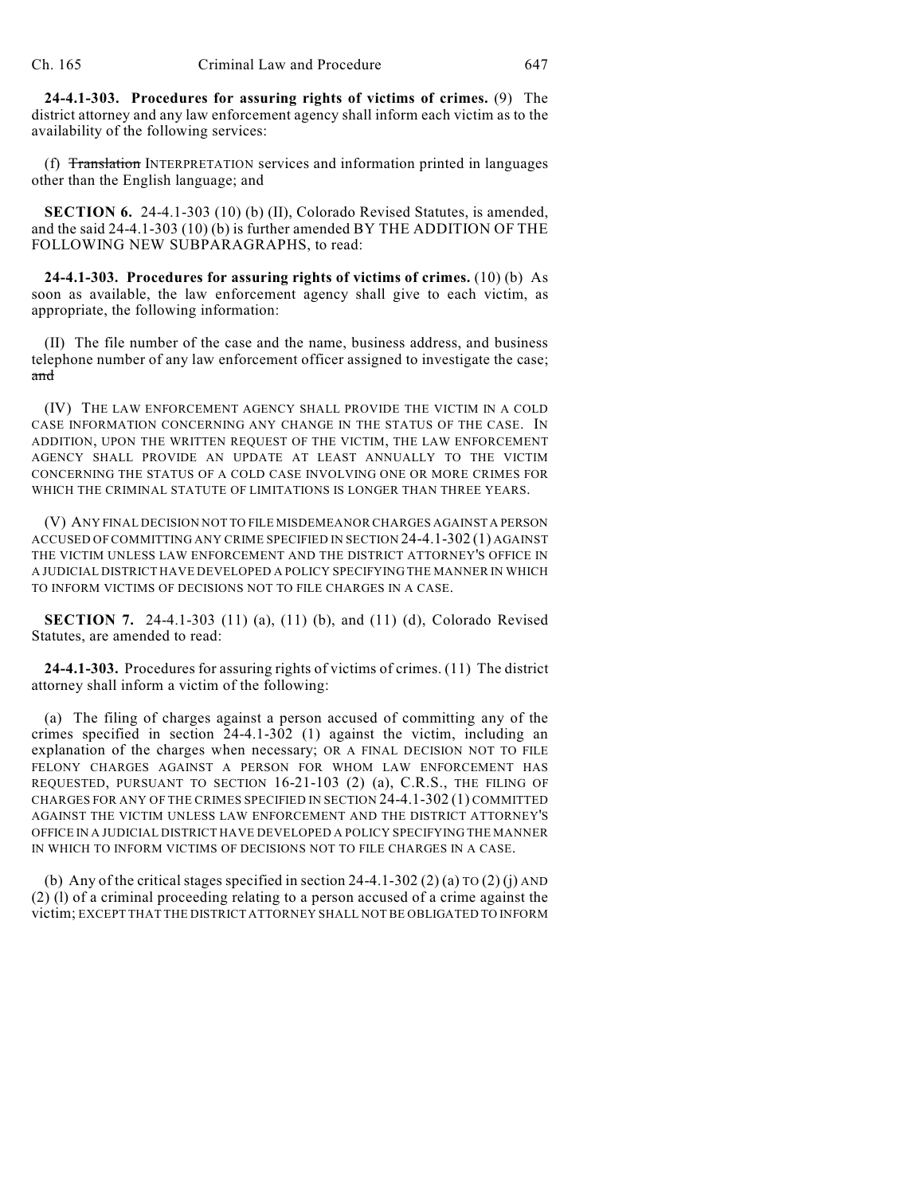**24-4.1-303. Procedures for assuring rights of victims of crimes.** (9) The district attorney and any law enforcement agency shall inform each victim as to the availability of the following services:

(f) ~~Translation~~ INTERPRETATION services and information printed in languages other than the English language; and

**SECTION 6.** 24-4.1-303 (10) (b) (II), Colorado Revised Statutes, is amended, and the said 24-4.1-303 (10) (b) is further amended BY THE ADDITION OF THE FOLLOWING NEW SUBPARAGRAPHS, to read:

**24-4.1-303. Procedures for assuring rights of victims of crimes.** (10) (b) As soon as available, the law enforcement agency shall give to each victim, as appropriate, the following information:

(II) The file number of the case and the name, business address, and business telephone number of any law enforcement officer assigned to investigate the case; ~~and~~

(IV) THE LAW ENFORCEMENT AGENCY SHALL PROVIDE THE VICTIM IN A COLD CASE INFORMATION CONCERNING ANY CHANGE IN THE STATUS OF THE CASE. IN ADDITION, UPON THE WRITTEN REQUEST OF THE VICTIM, THE LAW ENFORCEMENT AGENCY SHALL PROVIDE AN UPDATE AT LEAST ANNUALLY TO THE VICTIM CONCERNING THE STATUS OF A COLD CASE INVOLVING ONE OR MORE CRIMES FOR WHICH THE CRIMINAL STATUTE OF LIMITATIONS IS LONGER THAN THREE YEARS.

(V) ANY FINAL DECISION NOT TO FILE MISDEMEANOR CHARGES AGAINST A PERSON ACCUSED OF COMMITTING ANY CRIME SPECIFIED IN SECTION 24-4.1-302 (1) AGAINST THE VICTIM UNLESS LAW ENFORCEMENT AND THE DISTRICT ATTORNEY'S OFFICE IN A JUDICIAL DISTRICT HAVE DEVELOPED A POLICY SPECIFYING THE MANNER IN WHICH TO INFORM VICTIMS OF DECISIONS NOT TO FILE CHARGES IN A CASE.

**SECTION 7.** 24-4.1-303 (11) (a), (11) (b), and (11) (d), Colorado Revised Statutes, are amended to read:

**24-4.1-303.** Procedures for assuring rights of victims of crimes. (11) The district attorney shall inform a victim of the following:

(a) The filing of charges against a person accused of committing any of the crimes specified in section 24-4.1-302 (1) against the victim, including an explanation of the charges when necessary; OR A FINAL DECISION NOT TO FILE FELONY CHARGES AGAINST A PERSON FOR WHOM LAW ENFORCEMENT HAS REQUESTED, PURSUANT TO SECTION 16-21-103 (2) (a), C.R.S., THE FILING OF CHARGES FOR ANY OF THE CRIMES SPECIFIED IN SECTION 24-4.1-302 (1) COMMITTED AGAINST THE VICTIM UNLESS LAW ENFORCEMENT AND THE DISTRICT ATTORNEY'S OFFICE IN A JUDICIAL DISTRICT HAVE DEVELOPED A POLICY SPECIFYING THE MANNER IN WHICH TO INFORM VICTIMS OF DECISIONS NOT TO FILE CHARGES IN A CASE.

(b) Any of the critical stages specified in section 24-4.1-302 (2) (a) TO (2) (j) AND (2) (l) of a criminal proceeding relating to a person accused of a crime against the victim; EXCEPT THAT THE DISTRICT ATTORNEY SHALL NOT BE OBLIGATED TO INFORM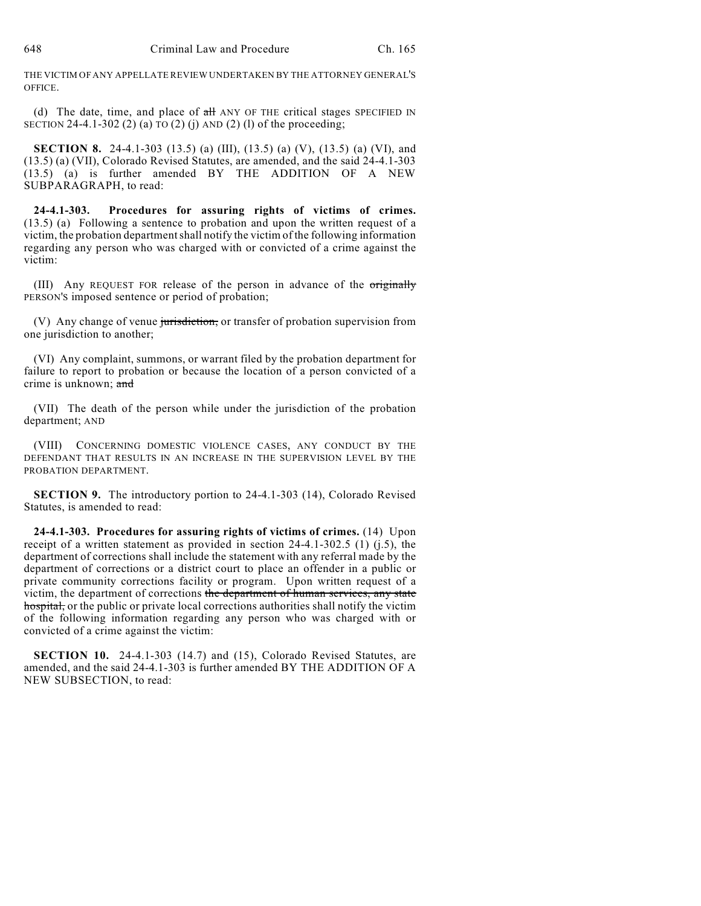THE VICTIM OF ANY APPELLATE REVIEW UNDERTAKEN BY THE ATTORNEY GENERAL'S OFFICE.

(d) The date, time, and place of ~~all~~ ANY OF THE critical stages SPECIFIED IN SECTION 24-4.1-302 (2) (a) TO (2) (j) AND (2) (l) of the proceeding;

**SECTION 8.** 24-4.1-303 (13.5) (a) (III), (13.5) (a) (V), (13.5) (a) (VI), and (13.5) (a) (VII), Colorado Revised Statutes, are amended, and the said 24-4.1-303 (13.5) (a) is further amended BY THE ADDITION OF A NEW SUBPARAGRAPH, to read:

**24-4.1-303. Procedures for assuring rights of victims of crimes.** (13.5) (a) Following a sentence to probation and upon the written request of a victim, the probation department shall notify the victim of the following information regarding any person who was charged with or convicted of a crime against the victim:

(III) Any REQUEST FOR release of the person in advance of the ~~originally~~ PERSON'S imposed sentence or period of probation;

(V) Any change of venue ~~jurisdiction,~~ or transfer of probation supervision from one jurisdiction to another;

(VI) Any complaint, summons, or warrant filed by the probation department for failure to report to probation or because the location of a person convicted of a crime is unknown; ~~and~~

(VII) The death of the person while under the jurisdiction of the probation department; AND

(VIII) CONCERNING DOMESTIC VIOLENCE CASES, ANY CONDUCT BY THE DEFENDANT THAT RESULTS IN AN INCREASE IN THE SUPERVISION LEVEL BY THE PROBATION DEPARTMENT.

**SECTION 9.** The introductory portion to 24-4.1-303 (14), Colorado Revised Statutes, is amended to read:

**24-4.1-303. Procedures for assuring rights of victims of crimes.** (14) Upon receipt of a written statement as provided in section 24-4.1-302.5 (1) (j.5), the department of corrections shall include the statement with any referral made by the department of corrections or a district court to place an offender in a public or private community corrections facility or program. Upon written request of a victim, the department of corrections ~~the department of human services, any state hospital,~~ or the public or private local corrections authorities shall notify the victim of the following information regarding any person who was charged with or convicted of a crime against the victim:

**SECTION 10.** 24-4.1-303 (14.7) and (15), Colorado Revised Statutes, are amended, and the said 24-4.1-303 is further amended BY THE ADDITION OF A NEW SUBSECTION, to read: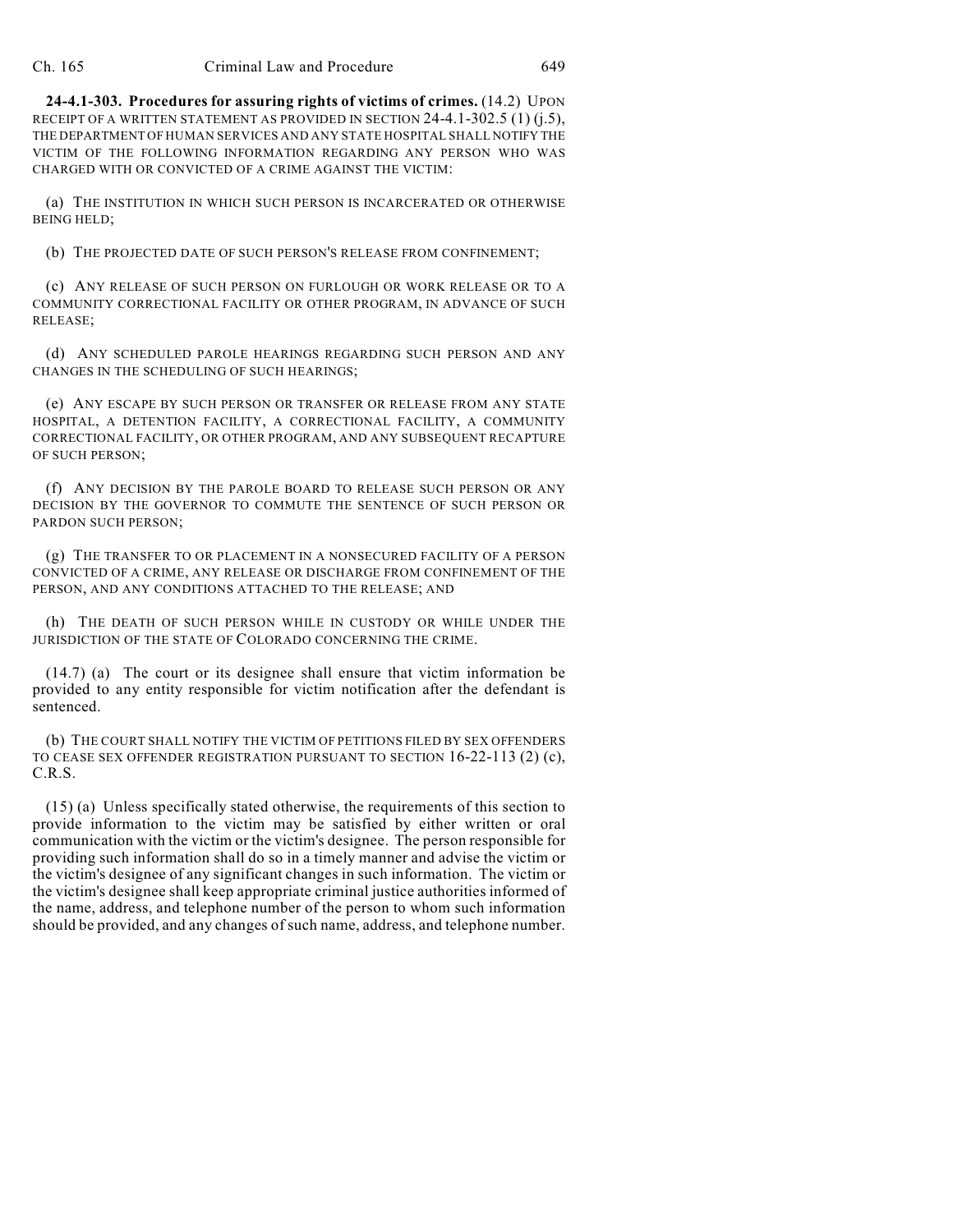**24-4.1-303. Procedures for assuring rights of victims of crimes.** (14.2) UPON RECEIPT OF A WRITTEN STATEMENT AS PROVIDED IN SECTION 24-4.1-302.5 (1) (j.5), THE DEPARTMENT OF HUMAN SERVICES AND ANY STATE HOSPITAL SHALL NOTIFY THE VICTIM OF THE FOLLOWING INFORMATION REGARDING ANY PERSON WHO WAS CHARGED WITH OR CONVICTED OF A CRIME AGAINST THE VICTIM:

(a) THE INSTITUTION IN WHICH SUCH PERSON IS INCARCERATED OR OTHERWISE BEING HELD;

(b) THE PROJECTED DATE OF SUCH PERSON'S RELEASE FROM CONFINEMENT;

(c) ANY RELEASE OF SUCH PERSON ON FURLOUGH OR WORK RELEASE OR TO A COMMUNITY CORRECTIONAL FACILITY OR OTHER PROGRAM, IN ADVANCE OF SUCH RELEASE;

(d) ANY SCHEDULED PAROLE HEARINGS REGARDING SUCH PERSON AND ANY CHANGES IN THE SCHEDULING OF SUCH HEARINGS;

(e) ANY ESCAPE BY SUCH PERSON OR TRANSFER OR RELEASE FROM ANY STATE HOSPITAL, A DETENTION FACILITY, A CORRECTIONAL FACILITY, A COMMUNITY CORRECTIONAL FACILITY, OR OTHER PROGRAM, AND ANY SUBSEQUENT RECAPTURE OF SUCH PERSON;

(f) ANY DECISION BY THE PAROLE BOARD TO RELEASE SUCH PERSON OR ANY DECISION BY THE GOVERNOR TO COMMUTE THE SENTENCE OF SUCH PERSON OR PARDON SUCH PERSON;

(g) THE TRANSFER TO OR PLACEMENT IN A NONSECURED FACILITY OF A PERSON CONVICTED OF A CRIME, ANY RELEASE OR DISCHARGE FROM CONFINEMENT OF THE PERSON, AND ANY CONDITIONS ATTACHED TO THE RELEASE; AND

(h) THE DEATH OF SUCH PERSON WHILE IN CUSTODY OR WHILE UNDER THE JURISDICTION OF THE STATE OF COLORADO CONCERNING THE CRIME.

(14.7) (a) The court or its designee shall ensure that victim information be provided to any entity responsible for victim notification after the defendant is sentenced.

(b) THE COURT SHALL NOTIFY THE VICTIM OF PETITIONS FILED BY SEX OFFENDERS TO CEASE SEX OFFENDER REGISTRATION PURSUANT TO SECTION 16-22-113 (2) (c), C.R.S.

(15) (a) Unless specifically stated otherwise, the requirements of this section to provide information to the victim may be satisfied by either written or oral communication with the victim or the victim's designee. The person responsible for providing such information shall do so in a timely manner and advise the victim or the victim's designee of any significant changes in such information. The victim or the victim's designee shall keep appropriate criminal justice authorities informed of the name, address, and telephone number of the person to whom such information should be provided, and any changes of such name, address, and telephone number.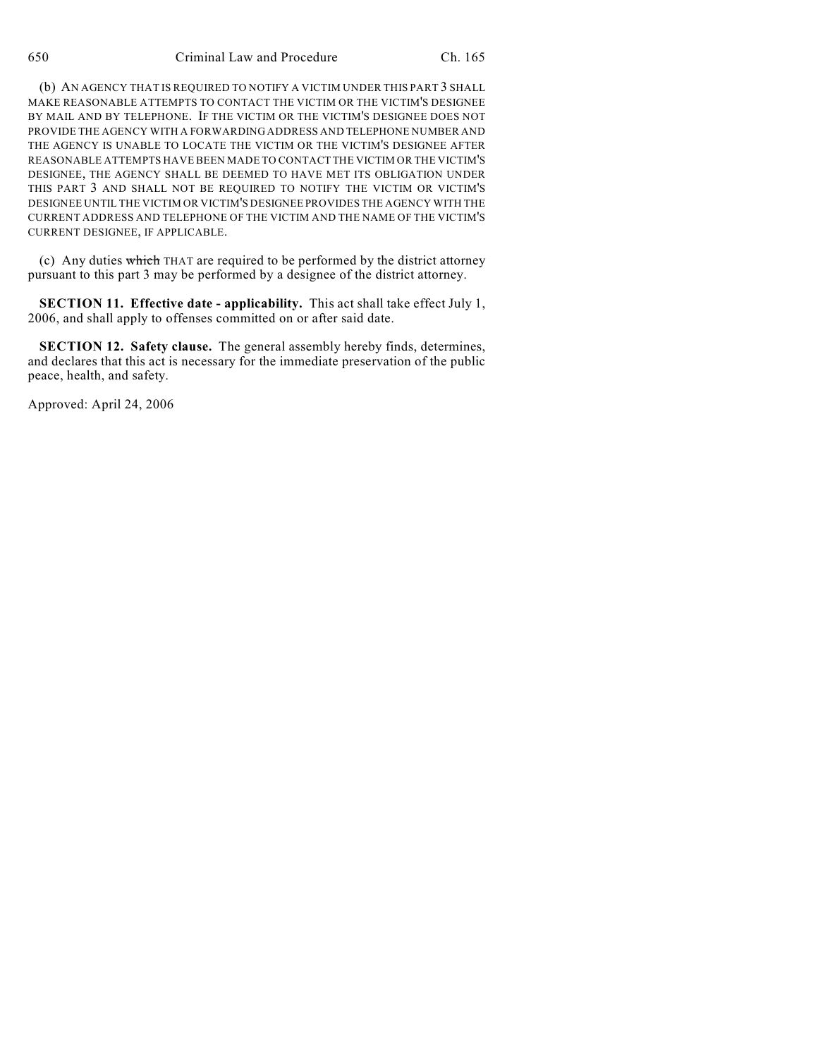(b) AN AGENCY THAT IS REQUIRED TO NOTIFY A VICTIM UNDER THIS PART 3 SHALL MAKE REASONABLE ATTEMPTS TO CONTACT THE VICTIM OR THE VICTIM'S DESIGNEE BY MAIL AND BY TELEPHONE. IF THE VICTIM OR THE VICTIM'S DESIGNEE DOES NOT PROVIDE THE AGENCY WITH A FORWARDING ADDRESS AND TELEPHONE NUMBER AND THE AGENCY IS UNABLE TO LOCATE THE VICTIM OR THE VICTIM'S DESIGNEE AFTER REASONABLE ATTEMPTS HAVE BEEN MADE TO CONTACT THE VICTIM OR THE VICTIM'S DESIGNEE, THE AGENCY SHALL BE DEEMED TO HAVE MET ITS OBLIGATION UNDER THIS PART 3 AND SHALL NOT BE REQUIRED TO NOTIFY THE VICTIM OR VICTIM'S DESIGNEE UNTIL THE VICTIM OR VICTIM'S DESIGNEE PROVIDES THE AGENCY WITH THE CURRENT ADDRESS AND TELEPHONE OF THE VICTIM AND THE NAME OF THE VICTIM'S CURRENT DESIGNEE, IF APPLICABLE.

(c) Any duties ~~which~~ THAT are required to be performed by the district attorney pursuant to this part 3 may be performed by a designee of the district attorney.

**SECTION 11. Effective date - applicability.** This act shall take effect July 1, 2006, and shall apply to offenses committed on or after said date.

**SECTION 12. Safety clause.** The general assembly hereby finds, determines, and declares that this act is necessary for the immediate preservation of the public peace, health, and safety.

Approved: April 24, 2006